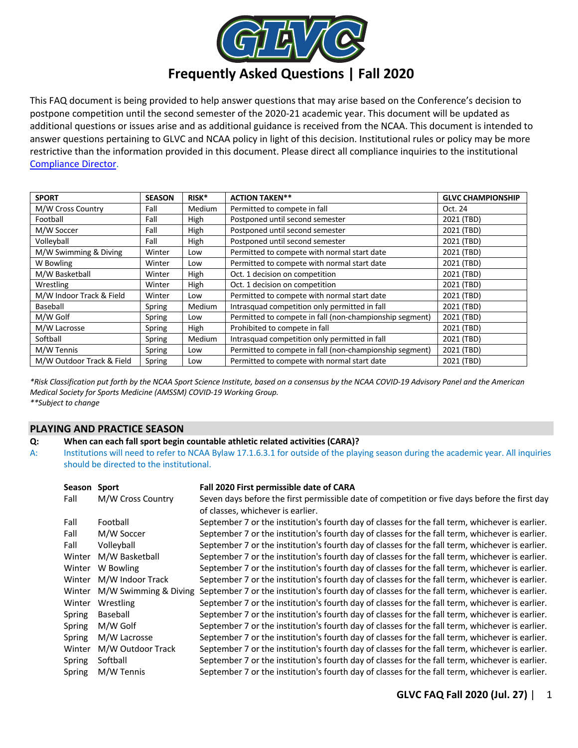# Frequently Asked Questions | Fall 2020

This FAQ document is being provided to help answer questions that may arise based on the Conference's decision to postpone competition until the second semester of the 2020-21 academic year. This document will be updated as additional questions or issues arise and as additional guidance is received from the NCAA. This document is intended to answer questions pertaining to GLVC and NCAA policy in light of this decision. Institutional rules or policy may be more restrictive than the information provided in this document. Please direct all compliance inquiries to the institutional Compliance Director.

| SPORT | SEASON | RISK* | ACTION TAKEN** | GLVC CHAMPIONSHIP |
|---|---|---|---|---|
| M/W Cross Country | Fall | Medium | Permitted to compete in fall | Oct. 24 |
| Football | Fall | High | Postponed until second semester | 2021 (TBD) |
| M/W Soccer | Fall | High | Postponed until second semester | 2021 (TBD) |
| Volleyball | Fall | High | Postponed until second semester | 2021 (TBD) |
| M/W Swimming & Diving | Winter | Low | Permitted to compete with normal start date | 2021 (TBD) |
| W Bowling | Winter | Low | Permitted to compete with normal start date | 2021 (TBD) |
| M/W Basketball | Winter | High | Oct. 1 decision on competition | 2021 (TBD) |
| Wrestling | Winter | High | Oct. 1 decision on competition | 2021 (TBD) |
| M/W Indoor Track & Field | Winter | Low | Permitted to compete with normal start date | 2021 (TBD) |
| Baseball | Spring | Medium | Intrasquad competition only permitted in fall | 2021 (TBD) |
| M/W Golf | Spring | Low | Permitted to compete in fall (non-championship segment) | 2021 (TBD) |
| M/W Lacrosse | Spring | High | Prohibited to compete in fall | 2021 (TBD) |
| Softball | Spring | Medium | Intrasquad competition only permitted in fall | 2021 (TBD) |
| M/W Tennis | Spring | Low | Permitted to compete in fall (non-championship segment) | 2021 (TBD) |
| M/W Outdoor Track & Field | Spring | Low | Permitted to compete with normal start date | 2021 (TBD) |

*\*Risk Classification put forth by the NCAA Sport Science Institute, based on a consensus by the NCAA COVID-19 Advisory Panel and the American Medical Society for Sports Medicine (AMSSM) COVID-19 Working Group.*
*\*\*Subject to change*

## PLAYING AND PRACTICE SEASON

**Q: When can each fall sport begin countable athletic related activities (CARA)?**

A: Institutions will need to refer to NCAA Bylaw 17.1.6.3.1 for outside of the playing season during the academic year. All inquiries should be directed to the institutional.

| Season | Sport | Fall 2020 First permissible date of CARA |
|---|---|---|
| Fall | M/W Cross Country | Seven days before the first permissible date of competition or five days before the first day of classes, whichever is earlier. |
| Fall | Football | September 7 or the institution's fourth day of classes for the fall term, whichever is earlier. |
| Fall | M/W Soccer | September 7 or the institution's fourth day of classes for the fall term, whichever is earlier. |
| Fall | Volleyball | September 7 or the institution's fourth day of classes for the fall term, whichever is earlier. |
| Winter | M/W Basketball | September 7 or the institution's fourth day of classes for the fall term, whichever is earlier. |
| Winter | W Bowling | September 7 or the institution's fourth day of classes for the fall term, whichever is earlier. |
| Winter | M/W Indoor Track | September 7 or the institution's fourth day of classes for the fall term, whichever is earlier. |
| Winter | M/W Swimming & Diving | September 7 or the institution's fourth day of classes for the fall term, whichever is earlier. |
| Winter | Wrestling | September 7 or the institution's fourth day of classes for the fall term, whichever is earlier. |
| Spring | Baseball | September 7 or the institution's fourth day of classes for the fall term, whichever is earlier. |
| Spring | M/W Golf | September 7 or the institution's fourth day of classes for the fall term, whichever is earlier. |
| Spring | M/W Lacrosse | September 7 or the institution's fourth day of classes for the fall term, whichever is earlier. |
| Winter | M/W Outdoor Track | September 7 or the institution's fourth day of classes for the fall term, whichever is earlier. |
| Spring | Softball | September 7 or the institution's fourth day of classes for the fall term, whichever is earlier. |
| Spring | M/W Tennis | September 7 or the institution's fourth day of classes for the fall term, whichever is earlier. |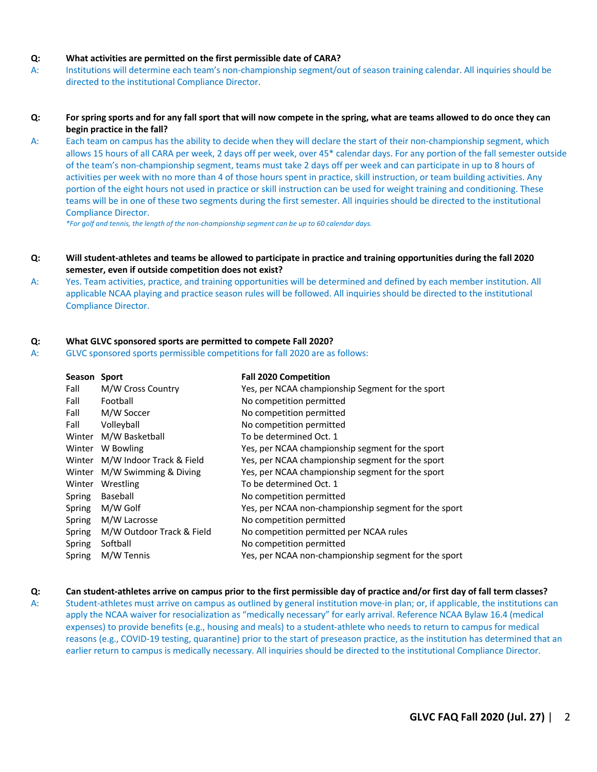**Q: What activities are permitted on the first permissible date of CARA?**

A: Institutions will determine each team's non-championship segment/out of season training calendar. All inquiries should be directed to the institutional Compliance Director.

**Q: For spring sports and for any fall sport that will now compete in the spring, what are teams allowed to do once they can begin practice in the fall?**

A: Each team on campus has the ability to decide when they will declare the start of their non-championship segment, which allows 15 hours of all CARA per week, 2 days off per week, over 45* calendar days. For any portion of the fall semester outside of the team's non-championship segment, teams must take 2 days off per week and can participate in up to 8 hours of activities per week with no more than 4 of those hours spent in practice, skill instruction, or team building activities. Any portion of the eight hours not used in practice or skill instruction can be used for weight training and conditioning. These teams will be in one of these two segments during the first semester. All inquiries should be directed to the institutional Compliance Director.

*\*For golf and tennis, the length of the non-championship segment can be up to 60 calendar days.*

**Q: Will student-athletes and teams be allowed to participate in practice and training opportunities during the fall 2020 semester, even if outside competition does not exist?**

A: Yes. Team activities, practice, and training opportunities will be determined and defined by each member institution. All applicable NCAA playing and practice season rules will be followed. All inquiries should be directed to the institutional Compliance Director.

**Q: What GLVC sponsored sports are permitted to compete Fall 2020?**

A: GLVC sponsored sports permissible competitions for fall 2020 are as follows:

| Season | Sport | Fall 2020 Competition |
|---|---|---|
| Fall | M/W Cross Country | Yes, per NCAA championship Segment for the sport |
| Fall | Football | No competition permitted |
| Fall | M/W Soccer | No competition permitted |
| Fall | Volleyball | No competition permitted |
| Winter | M/W Basketball | To be determined Oct. 1 |
| Winter | W Bowling | Yes, per NCAA championship segment for the sport |
| Winter | M/W Indoor Track & Field | Yes, per NCAA championship segment for the sport |
| Winter | M/W Swimming & Diving | Yes, per NCAA championship segment for the sport |
| Winter | Wrestling | To be determined Oct. 1 |
| Spring | Baseball | No competition permitted |
| Spring | M/W Golf | Yes, per NCAA non-championship segment for the sport |
| Spring | M/W Lacrosse | No competition permitted |
| Spring | M/W Outdoor Track & Field | No competition permitted per NCAA rules |
| Spring | Softball | No competition permitted |
| Spring | M/W Tennis | Yes, per NCAA non-championship segment for the sport |

**Q: Can student-athletes arrive on campus prior to the first permissible day of practice and/or first day of fall term classes?**

A: Student-athletes must arrive on campus as outlined by general institution move-in plan; or, if applicable, the institutions can apply the NCAA waiver for resocialization as "medically necessary" for early arrival. Reference NCAA Bylaw 16.4 (medical expenses) to provide benefits (e.g., housing and meals) to a student-athlete who needs to return to campus for medical reasons (e.g., COVID-19 testing, quarantine) prior to the start of preseason practice, as the institution has determined that an earlier return to campus is medically necessary. All inquiries should be directed to the institutional Compliance Director.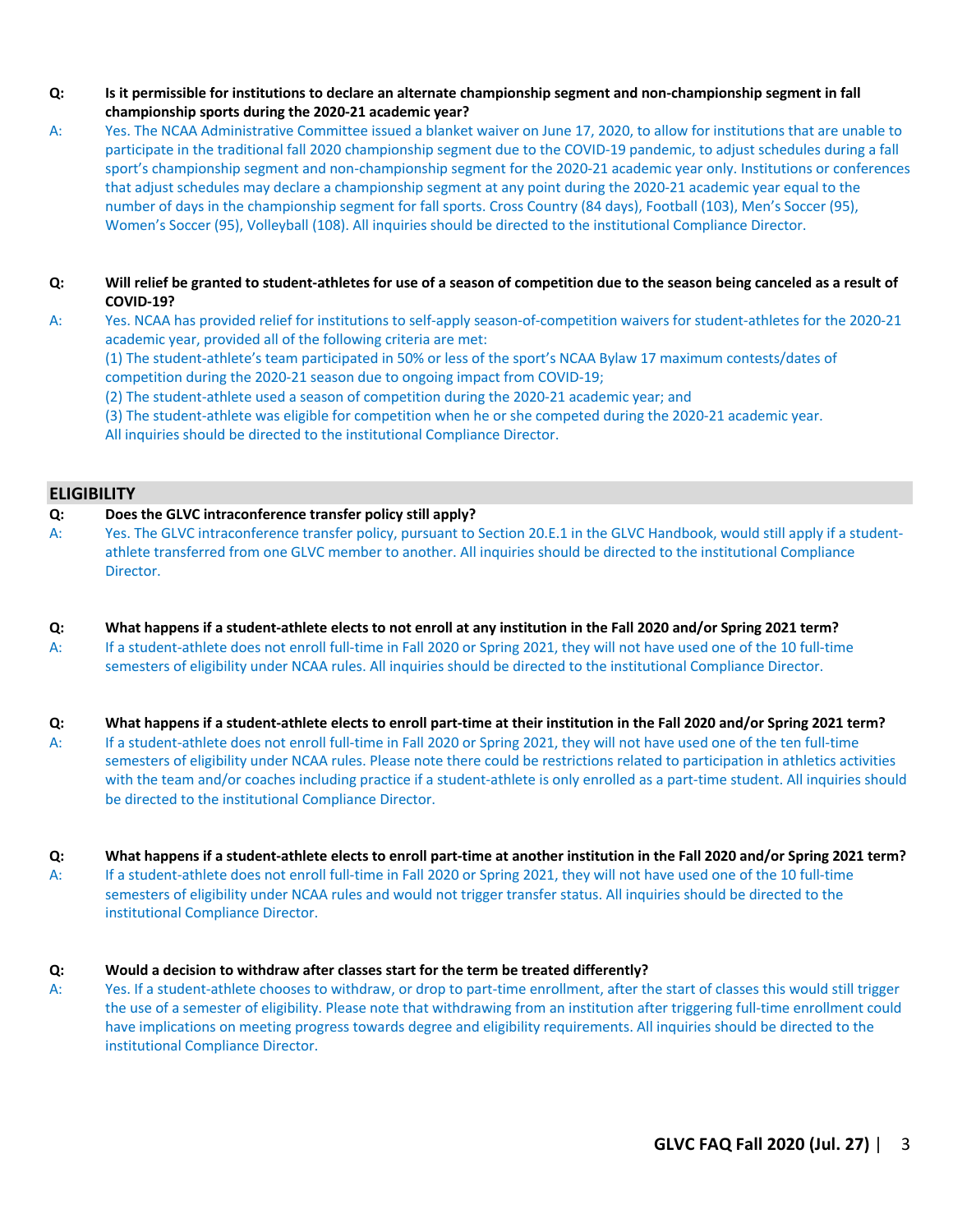**Q: Is it permissible for institutions to declare an alternate championship segment and non-championship segment in fall championship sports during the 2020-21 academic year?**

A: Yes. The NCAA Administrative Committee issued a blanket waiver on June 17, 2020, to allow for institutions that are unable to participate in the traditional fall 2020 championship segment due to the COVID-19 pandemic, to adjust schedules during a fall sport's championship segment and non-championship segment for the 2020-21 academic year only. Institutions or conferences that adjust schedules may declare a championship segment at any point during the 2020-21 academic year equal to the number of days in the championship segment for fall sports. Cross Country (84 days), Football (103), Men's Soccer (95), Women's Soccer (95), Volleyball (108). All inquiries should be directed to the institutional Compliance Director.

**Q: Will relief be granted to student-athletes for use of a season of competition due to the season being canceled as a result of COVID-19?**

A: Yes. NCAA has provided relief for institutions to self-apply season-of-competition waivers for student-athletes for the 2020-21 academic year, provided all of the following criteria are met:
(1) The student-athlete's team participated in 50% or less of the sport's NCAA Bylaw 17 maximum contests/dates of competition during the 2020-21 season due to ongoing impact from COVID-19;
(2) The student-athlete used a season of competition during the 2020-21 academic year; and
(3) The student-athlete was eligible for competition when he or she competed during the 2020-21 academic year.
All inquiries should be directed to the institutional Compliance Director.

## ELIGIBILITY

**Q: Does the GLVC intraconference transfer policy still apply?**

A: Yes. The GLVC intraconference transfer policy, pursuant to Section 20.E.1 in the GLVC Handbook, would still apply if a student-athlete transferred from one GLVC member to another. All inquiries should be directed to the institutional Compliance Director.

**Q: What happens if a student-athlete elects to not enroll at any institution in the Fall 2020 and/or Spring 2021 term?**

A: If a student-athlete does not enroll full-time in Fall 2020 or Spring 2021, they will not have used one of the 10 full-time semesters of eligibility under NCAA rules. All inquiries should be directed to the institutional Compliance Director.

**Q: What happens if a student-athlete elects to enroll part-time at their institution in the Fall 2020 and/or Spring 2021 term?**

A: If a student-athlete does not enroll full-time in Fall 2020 or Spring 2021, they will not have used one of the ten full-time semesters of eligibility under NCAA rules. Please note there could be restrictions related to participation in athletics activities with the team and/or coaches including practice if a student-athlete is only enrolled as a part-time student. All inquiries should be directed to the institutional Compliance Director.

**Q: What happens if a student-athlete elects to enroll part-time at another institution in the Fall 2020 and/or Spring 2021 term?**

A: If a student-athlete does not enroll full-time in Fall 2020 or Spring 2021, they will not have used one of the 10 full-time semesters of eligibility under NCAA rules and would not trigger transfer status. All inquiries should be directed to the institutional Compliance Director.

**Q: Would a decision to withdraw after classes start for the term be treated differently?**

A: Yes. If a student-athlete chooses to withdraw, or drop to part-time enrollment, after the start of classes this would still trigger the use of a semester of eligibility. Please note that withdrawing from an institution after triggering full-time enrollment could have implications on meeting progress towards degree and eligibility requirements. All inquiries should be directed to the institutional Compliance Director.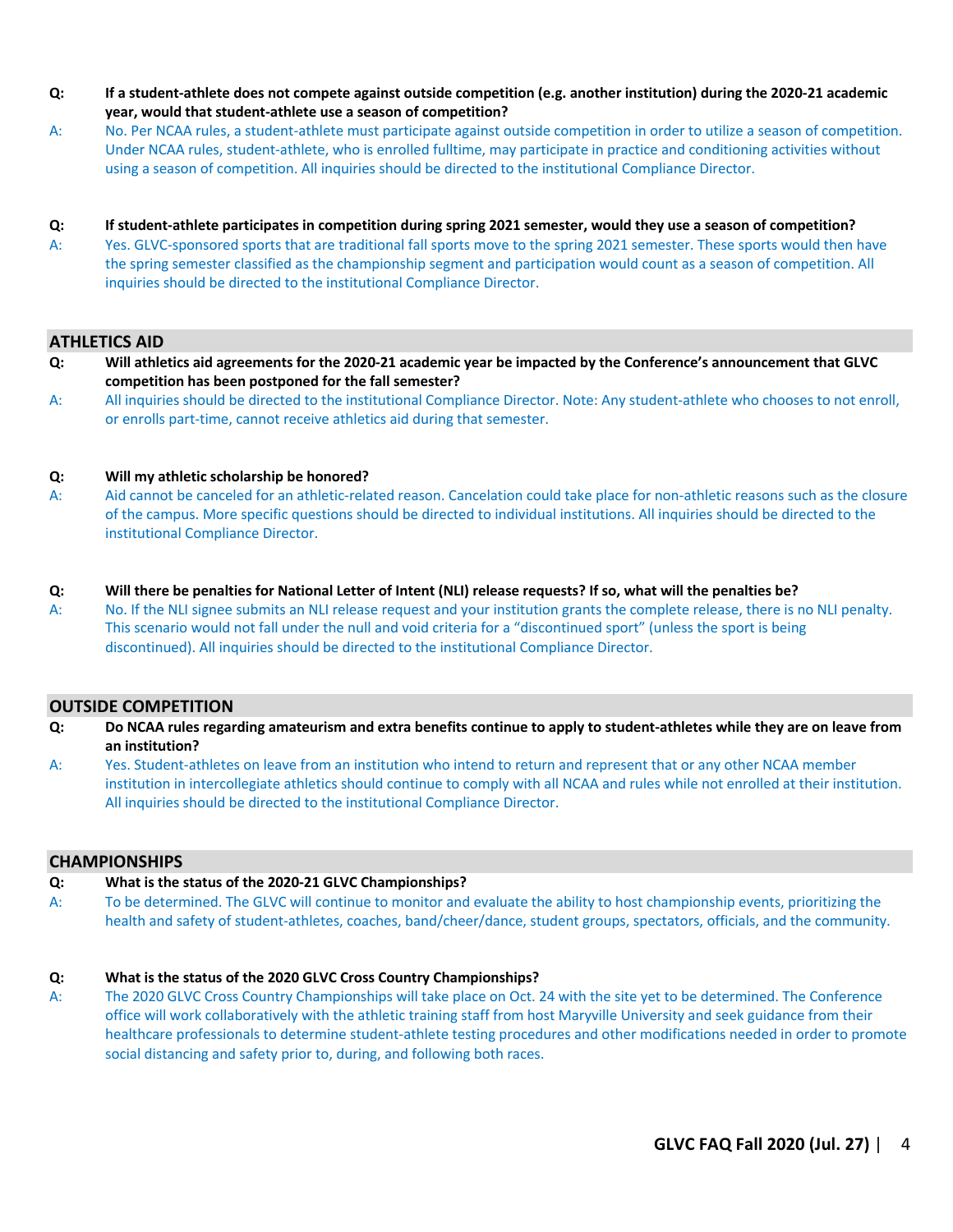**Q: If a student-athlete does not compete against outside competition (e.g. another institution) during the 2020-21 academic year, would that student-athlete use a season of competition?**

A: No. Per NCAA rules, a student-athlete must participate against outside competition in order to utilize a season of competition. Under NCAA rules, student-athlete, who is enrolled fulltime, may participate in practice and conditioning activities without using a season of competition. All inquiries should be directed to the institutional Compliance Director.

**Q: If student-athlete participates in competition during spring 2021 semester, would they use a season of competition?**

A: Yes. GLVC-sponsored sports that are traditional fall sports move to the spring 2021 semester. These sports would then have the spring semester classified as the championship segment and participation would count as a season of competition. All inquiries should be directed to the institutional Compliance Director.

## ATHLETICS AID

**Q: Will athletics aid agreements for the 2020-21 academic year be impacted by the Conference's announcement that GLVC competition has been postponed for the fall semester?**

A: All inquiries should be directed to the institutional Compliance Director. Note: Any student-athlete who chooses to not enroll, or enrolls part-time, cannot receive athletics aid during that semester.

**Q: Will my athletic scholarship be honored?**

A: Aid cannot be canceled for an athletic-related reason. Cancelation could take place for non-athletic reasons such as the closure of the campus. More specific questions should be directed to individual institutions. All inquiries should be directed to the institutional Compliance Director.

**Q: Will there be penalties for National Letter of Intent (NLI) release requests? If so, what will the penalties be?**

A: No. If the NLI signee submits an NLI release request and your institution grants the complete release, there is no NLI penalty. This scenario would not fall under the null and void criteria for a "discontinued sport" (unless the sport is being discontinued). All inquiries should be directed to the institutional Compliance Director.

## OUTSIDE COMPETITION

**Q: Do NCAA rules regarding amateurism and extra benefits continue to apply to student-athletes while they are on leave from an institution?**

A: Yes. Student-athletes on leave from an institution who intend to return and represent that or any other NCAA member institution in intercollegiate athletics should continue to comply with all NCAA and rules while not enrolled at their institution. All inquiries should be directed to the institutional Compliance Director.

## CHAMPIONSHIPS

**Q: What is the status of the 2020-21 GLVC Championships?**

A: To be determined. The GLVC will continue to monitor and evaluate the ability to host championship events, prioritizing the health and safety of student-athletes, coaches, band/cheer/dance, student groups, spectators, officials, and the community.

**Q: What is the status of the 2020 GLVC Cross Country Championships?**

A: The 2020 GLVC Cross Country Championships will take place on Oct. 24 with the site yet to be determined. The Conference office will work collaboratively with the athletic training staff from host Maryville University and seek guidance from their healthcare professionals to determine student-athlete testing procedures and other modifications needed in order to promote social distancing and safety prior to, during, and following both races.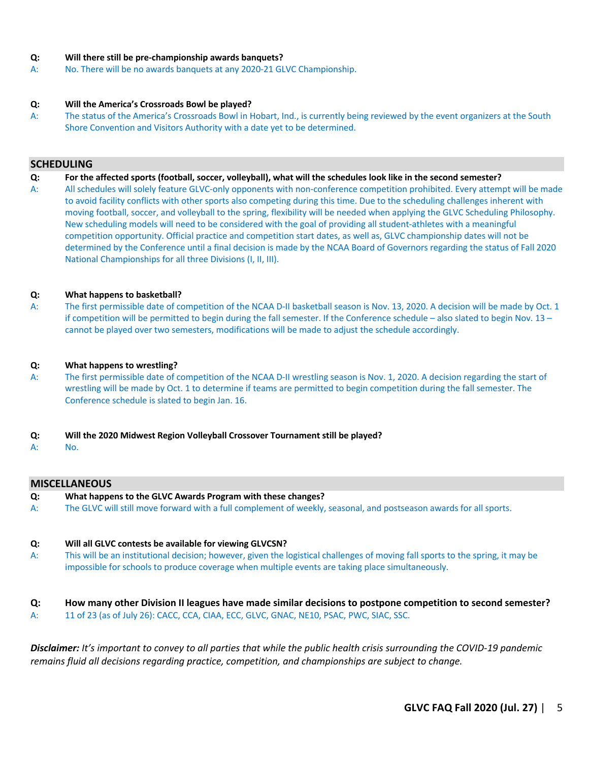**Q: Will there still be pre-championship awards banquets?**

A: No. There will be no awards banquets at any 2020-21 GLVC Championship.

**Q: Will the America's Crossroads Bowl be played?**

A: The status of the America's Crossroads Bowl in Hobart, Ind., is currently being reviewed by the event organizers at the South Shore Convention and Visitors Authority with a date yet to be determined.

## SCHEDULING

**Q: For the affected sports (football, soccer, volleyball), what will the schedules look like in the second semester?**

A: All schedules will solely feature GLVC-only opponents with non-conference competition prohibited. Every attempt will be made to avoid facility conflicts with other sports also competing during this time. Due to the scheduling challenges inherent with moving football, soccer, and volleyball to the spring, flexibility will be needed when applying the GLVC Scheduling Philosophy. New scheduling models will need to be considered with the goal of providing all student-athletes with a meaningful competition opportunity. Official practice and competition start dates, as well as, GLVC championship dates will not be determined by the Conference until a final decision is made by the NCAA Board of Governors regarding the status of Fall 2020 National Championships for all three Divisions (I, II, III).

**Q: What happens to basketball?**

A: The first permissible date of competition of the NCAA D-II basketball season is Nov. 13, 2020. A decision will be made by Oct. 1 if competition will be permitted to begin during the fall semester. If the Conference schedule – also slated to begin Nov. 13 – cannot be played over two semesters, modifications will be made to adjust the schedule accordingly.

**Q: What happens to wrestling?**

A: The first permissible date of competition of the NCAA D-II wrestling season is Nov. 1, 2020. A decision regarding the start of wrestling will be made by Oct. 1 to determine if teams are permitted to begin competition during the fall semester. The Conference schedule is slated to begin Jan. 16.

**Q: Will the 2020 Midwest Region Volleyball Crossover Tournament still be played?**

A: No.

## MISCELLANEOUS

**Q: What happens to the GLVC Awards Program with these changes?**

A: The GLVC will still move forward with a full complement of weekly, seasonal, and postseason awards for all sports.

**Q: Will all GLVC contests be available for viewing GLVCSN?**

A: This will be an institutional decision; however, given the logistical challenges of moving fall sports to the spring, it may be impossible for schools to produce coverage when multiple events are taking place simultaneously.

**Q: How many other Division II leagues have made similar decisions to postpone competition to second semester?**

A: 11 of 23 (as of July 26): CACC, CCA, CIAA, ECC, GLVC, GNAC, NE10, PSAC, PWC, SIAC, SSC.

***Disclaimer:*** *It's important to convey to all parties that while the public health crisis surrounding the COVID-19 pandemic remains fluid all decisions regarding practice, competition, and championships are subject to change.*